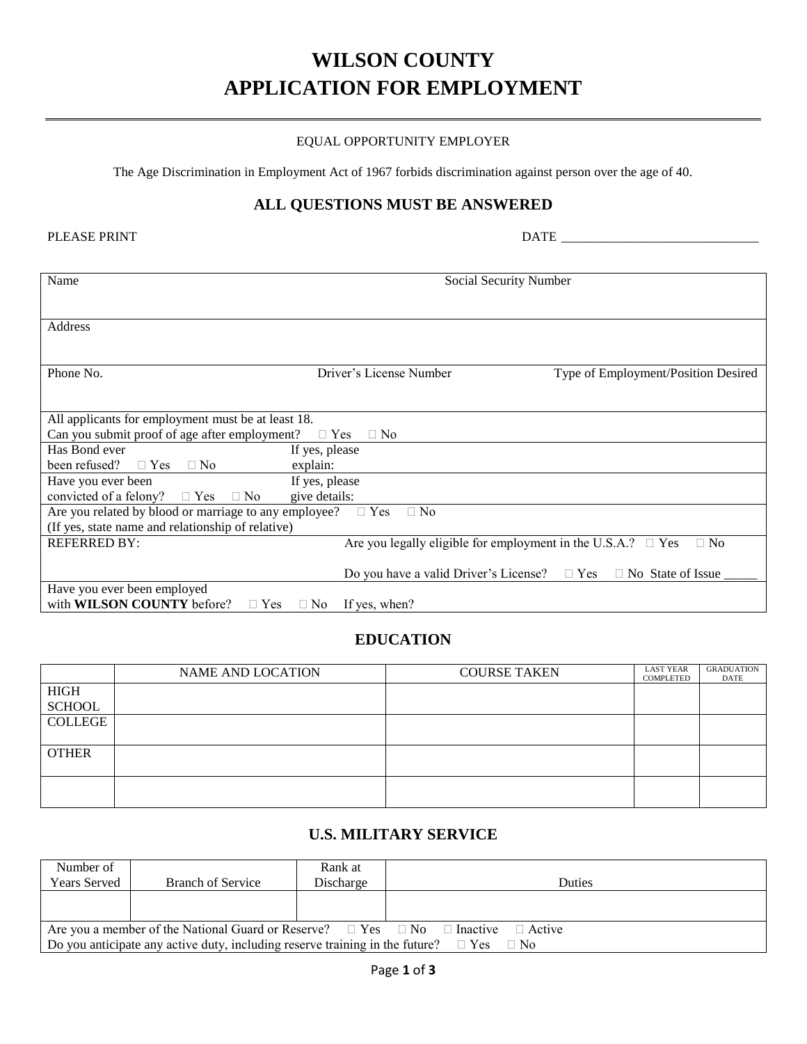# WILSON COUNTY
# APPLICATION FOR EMPLOYMENT

EQUAL OPPORTUNITY EMPLOYER

The Age Discrimination in Employment Act of 1967 forbids discrimination against person over the age of 40.

## ALL QUESTIONS MUST BE ANSWERED

PLEASE PRINT DATE ______________________________

| | | |
|---|---|---|
| Name | Social Security Number | |
| Address | | |
| Phone No. | Driver's License Number | Type of Employment/Position Desired |

All applicants for employment must be at least 18.
Can you submit proof of age after employment? ☐ Yes ☐ No

Has Bond ever been refused? ☐ Yes ☐ No If yes, please explain:

Have you ever been convicted of a felony? ☐ Yes ☐ No If yes, please give details:

Are you related by blood or marriage to any employee? ☐ Yes ☐ No
(If yes, state name and relationship of relative)

REFERRED BY:

Are you legally eligible for employment in the U.S.A.? ☐ Yes ☐ No

Do you have a valid Driver's License? ☐ Yes ☐ No State of Issue _____

Have you ever been employed with **WILSON COUNTY** before? ☐ Yes ☐ No If yes, when?

## EDUCATION

| | NAME AND LOCATION | COURSE TAKEN | LAST YEAR COMPLETED | GRADUATION DATE |
|---|---|---|---|---|
| HIGH SCHOOL | | | | |
| COLLEGE | | | | |
| OTHER | | | | |
| | | | | |

## U.S. MILITARY SERVICE

| Number of Years Served | Branch of Service | Rank at Discharge | Duties |
|---|---|---|---|
| | | | |

Are you a member of the National Guard or Reserve? ☐ Yes ☐ No ☐ Inactive ☐ Active
Do you anticipate any active duty, including reserve training in the future? ☐ Yes ☐ No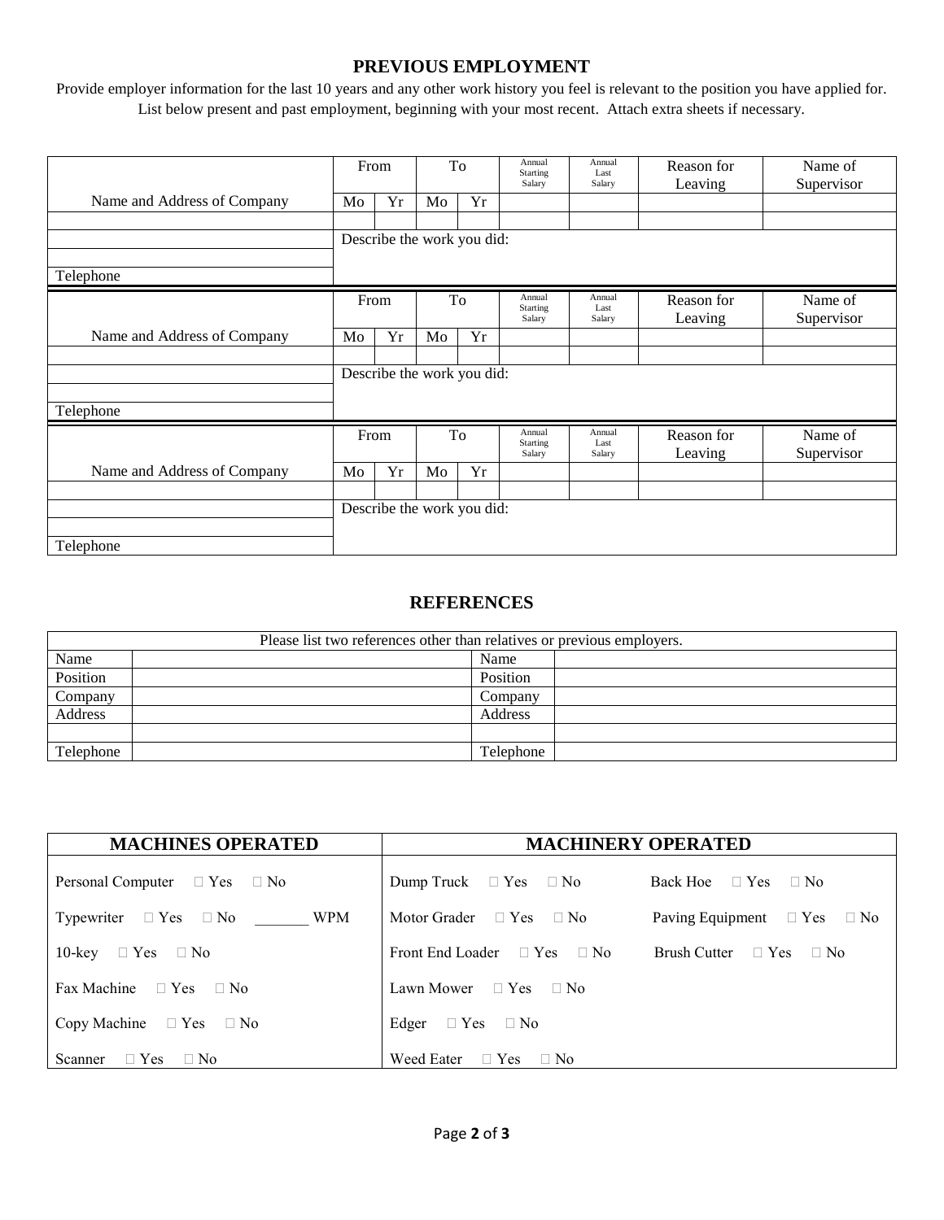## PREVIOUS EMPLOYMENT

Provide employer information for the last 10 years and any other work history you feel is relevant to the position you have applied for. List below present and past employment, beginning with your most recent. Attach extra sheets if necessary.

| | From | | To | | Annual Starting Salary | Annual Last Salary | Reason for Leaving | Name of Supervisor |
|---|---|---|---|---|---|---|---|---|
| Name and Address of Company | Mo | Yr | Mo | Yr | | | | |
| | | | | | | | | |
| | Describe the work you did: | | | | | | | |
| | | | | | | | | |
| Telephone | | | | | | | | |

| | From | | To | | Annual Starting Salary | Annual Last Salary | Reason for Leaving | Name of Supervisor |
|---|---|---|---|---|---|---|---|---|
| Name and Address of Company | Mo | Yr | Mo | Yr | | | | |
| | | | | | | | | |
| | Describe the work you did: | | | | | | | |
| | | | | | | | | |
| Telephone | | | | | | | | |

| | From | | To | | Annual Starting Salary | Annual Last Salary | Reason for Leaving | Name of Supervisor |
|---|---|---|---|---|---|---|---|---|
| Name and Address of Company | Mo | Yr | Mo | Yr | | | | |
| | | | | | | | | |
| | Describe the work you did: | | | | | | | |
| | | | | | | | | |
| Telephone | | | | | | | | |

## REFERENCES

| Please list two references other than relatives or previous employers. | | | |
|---|---|---|---|
| Name | | Name | |
| Position | | Position | |
| Company | | Company | |
| Address | | Address | |
| | | | |
| Telephone | | Telephone | |

| MACHINES OPERATED | MACHINERY OPERATED | |
|---|---|---|
| Personal Computer ☐ Yes ☐ No | Dump Truck ☐ Yes ☐ No | Back Hoe ☐ Yes ☐ No |
| Typewriter ☐ Yes ☐ No _______ WPM | Motor Grader ☐ Yes ☐ No | Paving Equipment ☐ Yes ☐ No |
| 10-key ☐ Yes ☐ No | Front End Loader ☐ Yes ☐ No | Brush Cutter ☐ Yes ☐ No |
| Fax Machine ☐ Yes ☐ No | Lawn Mower ☐ Yes ☐ No | |
| Copy Machine ☐ Yes ☐ No | Edger ☐ Yes ☐ No | |
| Scanner ☐ Yes ☐ No | Weed Eater ☐ Yes ☐ No | |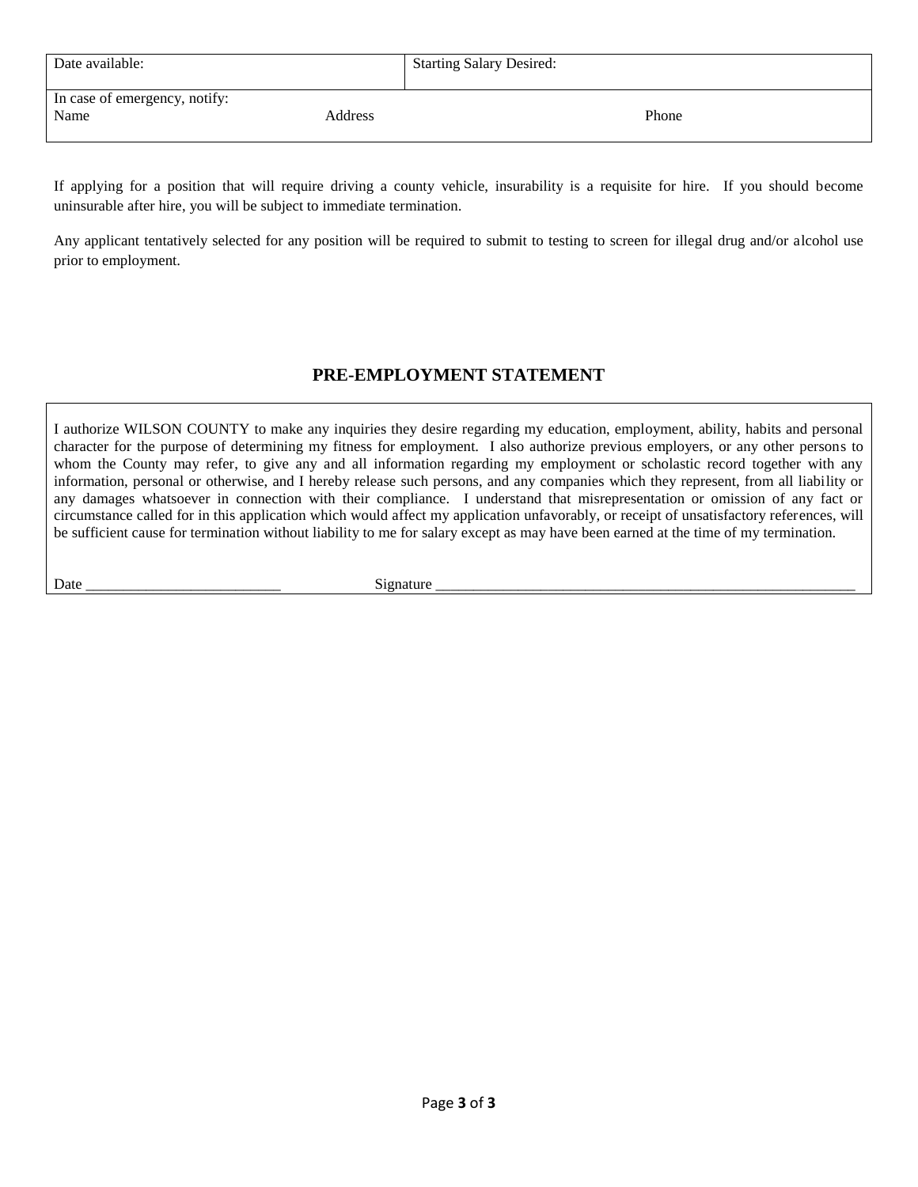| | |
|---|---|
| Date available: | Starting Salary Desired: |
| In case of emergency, notify:<br>Name Address Phone | |

If applying for a position that will require driving a county vehicle, insurability is a requisite for hire. If you should become uninsurable after hire, you will be subject to immediate termination.

Any applicant tentatively selected for any position will be required to submit to testing to screen for illegal drug and/or alcohol use prior to employment.

## PRE-EMPLOYMENT STATEMENT

I authorize WILSON COUNTY to make any inquiries they desire regarding my education, employment, ability, habits and personal character for the purpose of determining my fitness for employment. I also authorize previous employers, or any other persons to whom the County may refer, to give any and all information regarding my employment or scholastic record together with any information, personal or otherwise, and I hereby release such persons, and any companies which they represent, from all liability or any damages whatsoever in connection with their compliance. I understand that misrepresentation or omission of any fact or circumstance called for in this application which would affect my application unfavorably, or receipt of unsatisfactory references, will be sufficient cause for termination without liability to me for salary except as may have been earned at the time of my termination.

Date __________________________ Signature __________________________________________________________